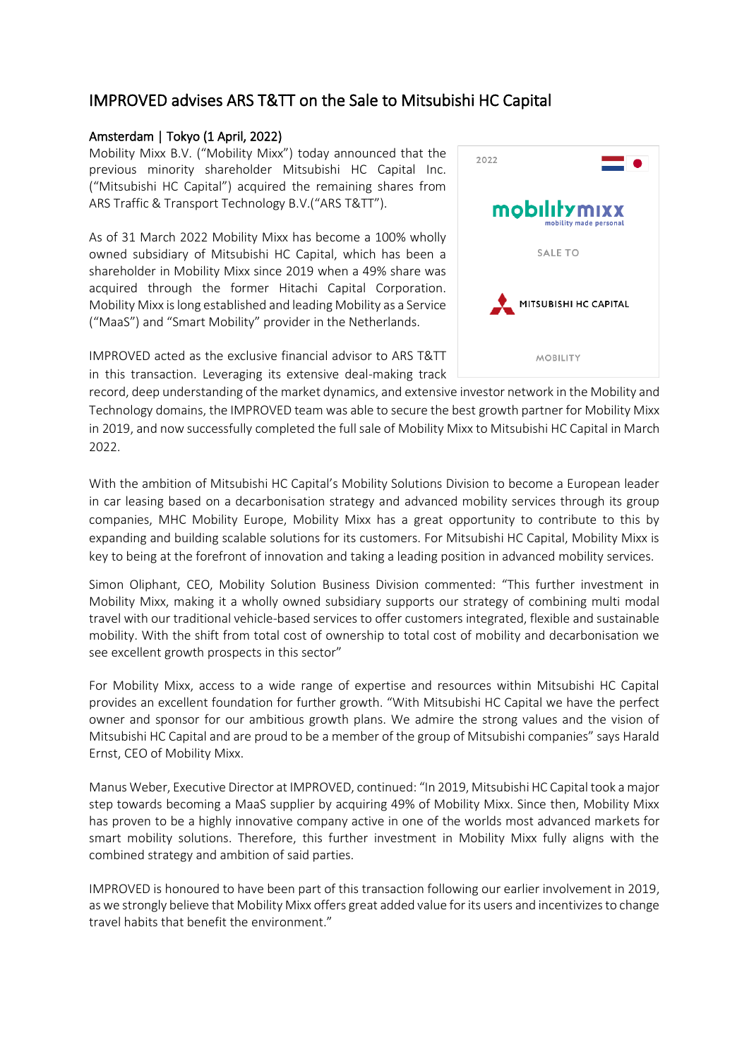# IMPROVED advises ARS T&TT on the Sale to Mitsubishi HC Capital

## Amsterdam | Tokyo (1 April, 2022)

Mobility Mixx B.V. ("Mobility Mixx") today announced that the previous minority shareholder Mitsubishi HC Capital Inc. ("Mitsubishi HC Capital") acquired the remaining shares from ARS Traffic & Transport Technology B.V.("ARS T&TT").

As of 31 March 2022 Mobility Mixx has become a 100% wholly owned subsidiary of Mitsubishi HC Capital, which has been a shareholder in Mobility Mixx since 2019 when a 49% share was acquired through the former Hitachi Capital Corporation. Mobility Mixx is long established and leading Mobility as a Service ("MaaS") and "Smart Mobility" provider in the Netherlands.

2022

mobilitymixx
mobility made personal

SALE TO

MITSUBISHI HC CAPITAL

MOBILITY

IMPROVED acted as the exclusive financial advisor to ARS T&TT in this transaction. Leveraging its extensive deal-making track record, deep understanding of the market dynamics, and extensive investor network in the Mobility and Technology domains, the IMPROVED team was able to secure the best growth partner for Mobility Mixx in 2019, and now successfully completed the full sale of Mobility Mixx to Mitsubishi HC Capital in March 2022.

With the ambition of Mitsubishi HC Capital's Mobility Solutions Division to become a European leader in car leasing based on a decarbonisation strategy and advanced mobility services through its group companies, MHC Mobility Europe, Mobility Mixx has a great opportunity to contribute to this by expanding and building scalable solutions for its customers. For Mitsubishi HC Capital, Mobility Mixx is key to being at the forefront of innovation and taking a leading position in advanced mobility services.

Simon Oliphant, CEO, Mobility Solution Business Division commented: "This further investment in Mobility Mixx, making it a wholly owned subsidiary supports our strategy of combining multi modal travel with our traditional vehicle-based services to offer customers integrated, flexible and sustainable mobility. With the shift from total cost of ownership to total cost of mobility and decarbonisation we see excellent growth prospects in this sector"

For Mobility Mixx, access to a wide range of expertise and resources within Mitsubishi HC Capital provides an excellent foundation for further growth. "With Mitsubishi HC Capital we have the perfect owner and sponsor for our ambitious growth plans. We admire the strong values and the vision of Mitsubishi HC Capital and are proud to be a member of the group of Mitsubishi companies" says Harald Ernst, CEO of Mobility Mixx.

Manus Weber, Executive Director at IMPROVED, continued: "In 2019, Mitsubishi HC Capital took a major step towards becoming a MaaS supplier by acquiring 49% of Mobility Mixx. Since then, Mobility Mixx has proven to be a highly innovative company active in one of the worlds most advanced markets for smart mobility solutions. Therefore, this further investment in Mobility Mixx fully aligns with the combined strategy and ambition of said parties.

IMPROVED is honoured to have been part of this transaction following our earlier involvement in 2019, as we strongly believe that Mobility Mixx offers great added value for its users and incentivizes to change travel habits that benefit the environment."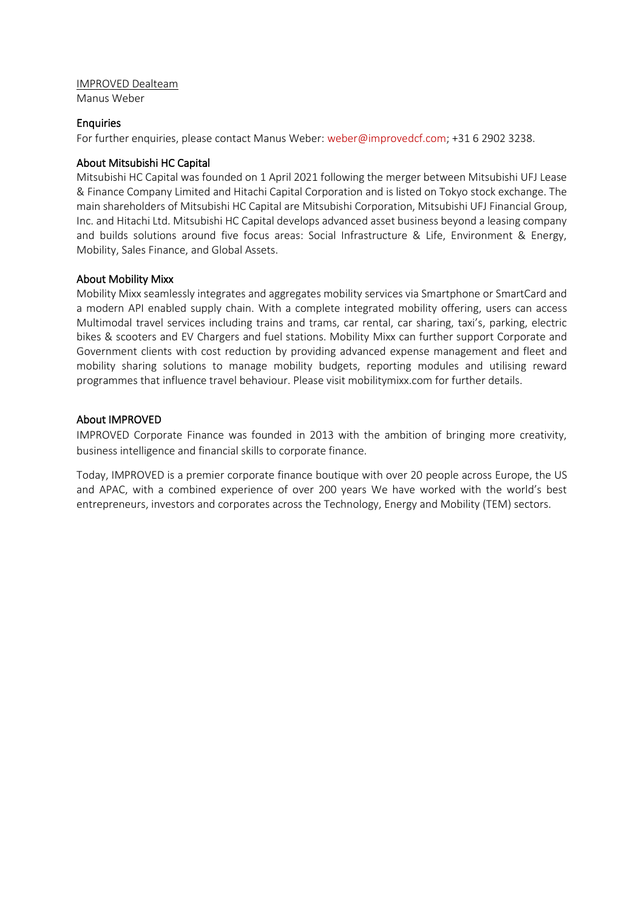<u>IMPROVED Dealteam</u>
Manus Weber

### Enquiries

For further enquiries, please contact Manus Weber: weber@improvedcf.com; +31 6 2902 3238.

### About Mitsubishi HC Capital

Mitsubishi HC Capital was founded on 1 April 2021 following the merger between Mitsubishi UFJ Lease & Finance Company Limited and Hitachi Capital Corporation and is listed on Tokyo stock exchange. The main shareholders of Mitsubishi HC Capital are Mitsubishi Corporation, Mitsubishi UFJ Financial Group, Inc. and Hitachi Ltd. Mitsubishi HC Capital develops advanced asset business beyond a leasing company and builds solutions around five focus areas: Social Infrastructure & Life, Environment & Energy, Mobility, Sales Finance, and Global Assets.

### About Mobility Mixx

Mobility Mixx seamlessly integrates and aggregates mobility services via Smartphone or SmartCard and a modern API enabled supply chain. With a complete integrated mobility offering, users can access Multimodal travel services including trains and trams, car rental, car sharing, taxi's, parking, electric bikes & scooters and EV Chargers and fuel stations. Mobility Mixx can further support Corporate and Government clients with cost reduction by providing advanced expense management and fleet and mobility sharing solutions to manage mobility budgets, reporting modules and utilising reward programmes that influence travel behaviour. Please visit mobilitymixx.com for further details.

### About IMPROVED

IMPROVED Corporate Finance was founded in 2013 with the ambition of bringing more creativity, business intelligence and financial skills to corporate finance.

Today, IMPROVED is a premier corporate finance boutique with over 20 people across Europe, the US and APAC, with a combined experience of over 200 years We have worked with the world's best entrepreneurs, investors and corporates across the Technology, Energy and Mobility (TEM) sectors.